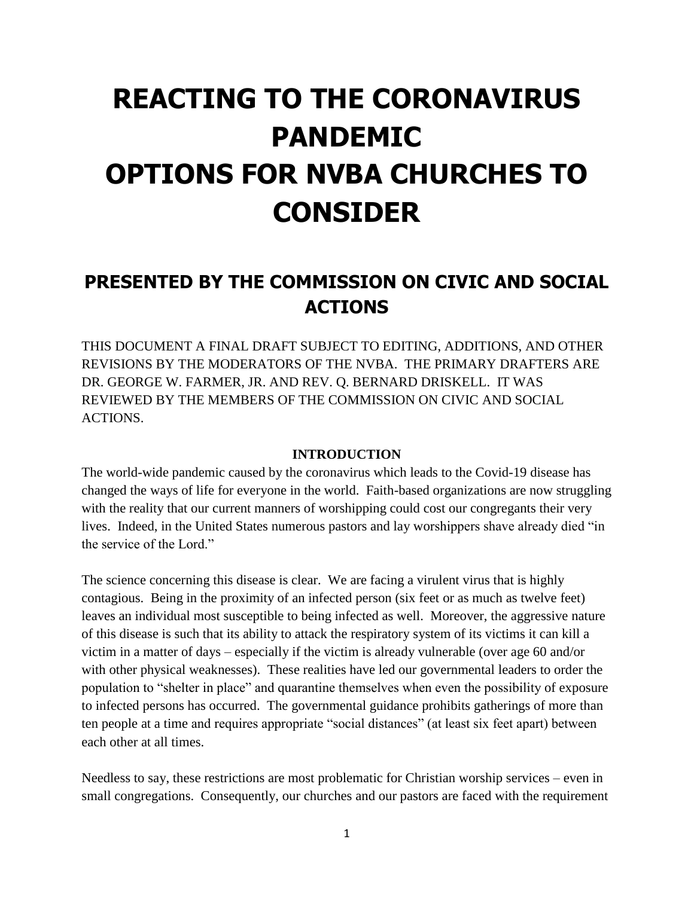# REACTING TO THE CORONAVIRUS PANDEMIC
# OPTIONS FOR NVBA CHURCHES TO CONSIDER

## PRESENTED BY THE COMMISSION ON CIVIC AND SOCIAL ACTIONS

THIS DOCUMENT A FINAL DRAFT SUBJECT TO EDITING, ADDITIONS, AND OTHER REVISIONS BY THE MODERATORS OF THE NVBA. THE PRIMARY DRAFTERS ARE DR. GEORGE W. FARMER, JR. AND REV. Q. BERNARD DRISKELL. IT WAS REVIEWED BY THE MEMBERS OF THE COMMISSION ON CIVIC AND SOCIAL ACTIONS.

**INTRODUCTION**

The world-wide pandemic caused by the coronavirus which leads to the Covid-19 disease has changed the ways of life for everyone in the world. Faith-based organizations are now struggling with the reality that our current manners of worshipping could cost our congregants their very lives. Indeed, in the United States numerous pastors and lay worshippers shave already died "in the service of the Lord."

The science concerning this disease is clear. We are facing a virulent virus that is highly contagious. Being in the proximity of an infected person (six feet or as much as twelve feet) leaves an individual most susceptible to being infected as well. Moreover, the aggressive nature of this disease is such that its ability to attack the respiratory system of its victims it can kill a victim in a matter of days – especially if the victim is already vulnerable (over age 60 and/or with other physical weaknesses). These realities have led our governmental leaders to order the population to "shelter in place" and quarantine themselves when even the possibility of exposure to infected persons has occurred. The governmental guidance prohibits gatherings of more than ten people at a time and requires appropriate "social distances" (at least six feet apart) between each other at all times.

Needless to say, these restrictions are most problematic for Christian worship services – even in small congregations. Consequently, our churches and our pastors are faced with the requirement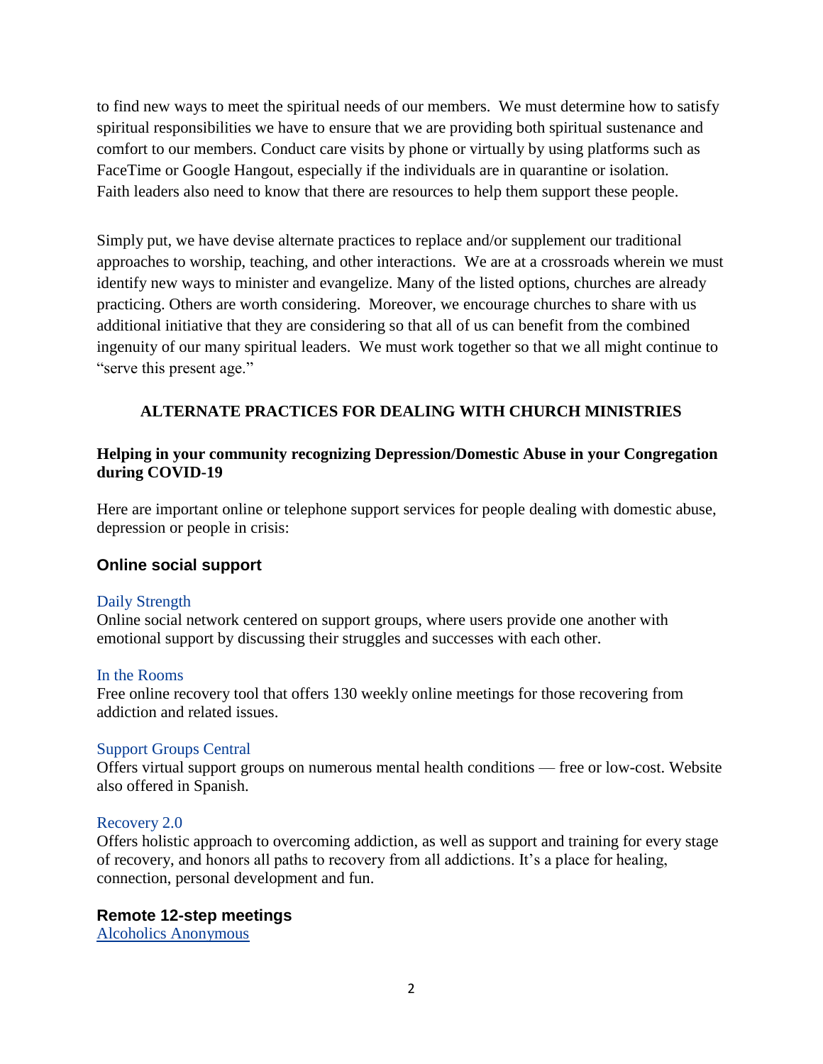to find new ways to meet the spiritual needs of our members. We must determine how to satisfy spiritual responsibilities we have to ensure that we are providing both spiritual sustenance and comfort to our members. Conduct care visits by phone or virtually by using platforms such as FaceTime or Google Hangout, especially if the individuals are in quarantine or isolation. Faith leaders also need to know that there are resources to help them support these people.

Simply put, we have devise alternate practices to replace and/or supplement our traditional approaches to worship, teaching, and other interactions. We are at a crossroads wherein we must identify new ways to minister and evangelize. Many of the listed options, churches are already practicing. Others are worth considering. Moreover, we encourage churches to share with us additional initiative that they are considering so that all of us can benefit from the combined ingenuity of our many spiritual leaders. We must work together so that we all might continue to "serve this present age."

## ALTERNATE PRACTICES FOR DEALING WITH CHURCH MINISTRIES

**Helping in your community recognizing Depression/Domestic Abuse in your Congregation during COVID-19**

Here are important online or telephone support services for people dealing with domestic abuse, depression or people in crisis:

### Online social support

Daily Strength
Online social network centered on support groups, where users provide one another with emotional support by discussing their struggles and successes with each other.

In the Rooms
Free online recovery tool that offers 130 weekly online meetings for those recovering from addiction and related issues.

Support Groups Central
Offers virtual support groups on numerous mental health conditions — free or low-cost. Website also offered in Spanish.

Recovery 2.0
Offers holistic approach to overcoming addiction, as well as support and training for every stage of recovery, and honors all paths to recovery from all addictions. It's a place for healing, connection, personal development and fun.

### Remote 12-step meetings

Alcoholics Anonymous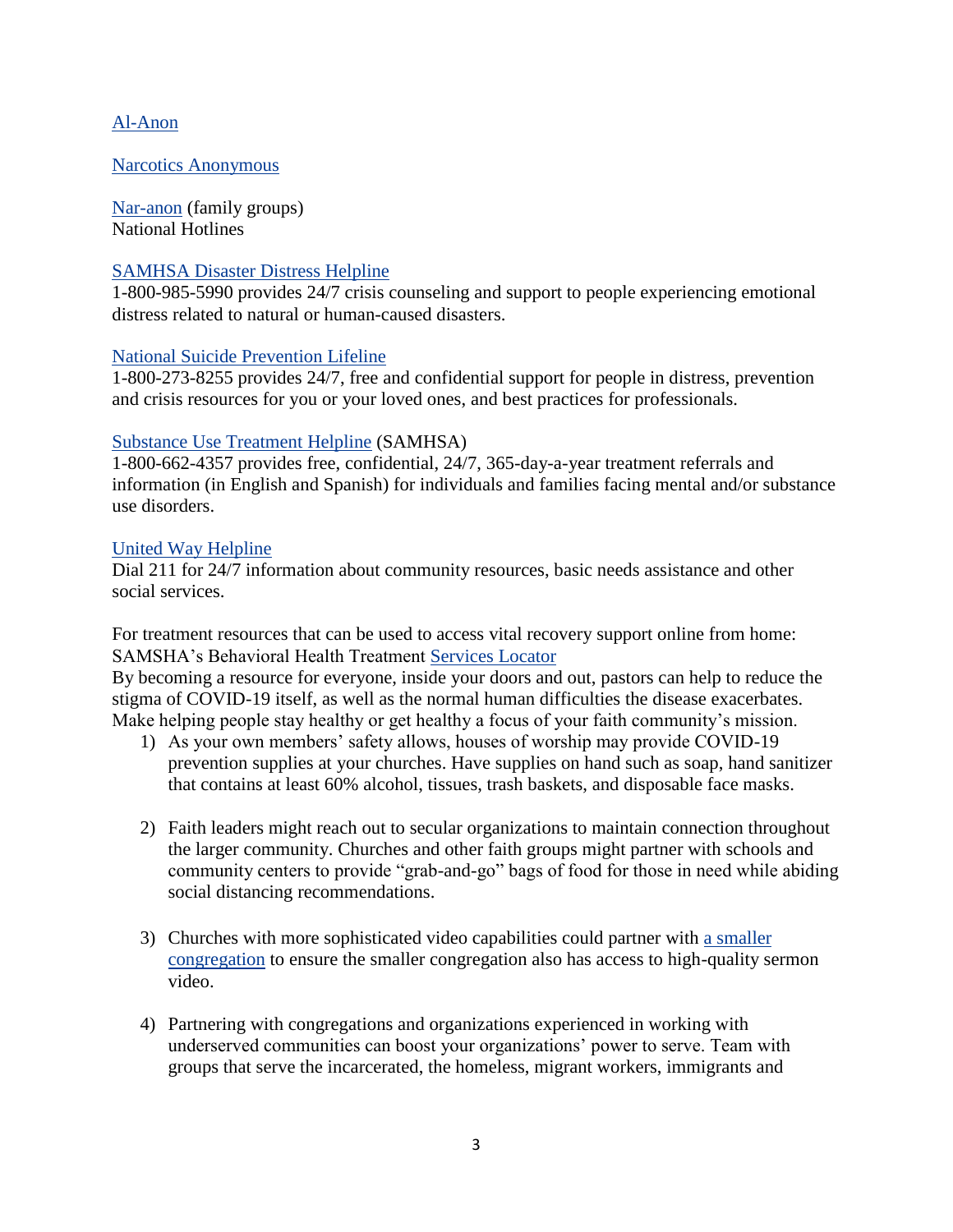Al-Anon

Narcotics Anonymous

Nar-anon (family groups)
National Hotlines

SAMHSA Disaster Distress Helpline
1-800-985-5990 provides 24/7 crisis counseling and support to people experiencing emotional distress related to natural or human-caused disasters.

National Suicide Prevention Lifeline
1-800-273-8255 provides 24/7, free and confidential support for people in distress, prevention and crisis resources for you or your loved ones, and best practices for professionals.

Substance Use Treatment Helpline (SAMHSA)
1-800-662-4357 provides free, confidential, 24/7, 365-day-a-year treatment referrals and information (in English and Spanish) for individuals and families facing mental and/or substance use disorders.

United Way Helpline
Dial 211 for 24/7 information about community resources, basic needs assistance and other social services.

For treatment resources that can be used to access vital recovery support online from home: SAMSHA's Behavioral Health Treatment Services Locator
By becoming a resource for everyone, inside your doors and out, pastors can help to reduce the stigma of COVID-19 itself, as well as the normal human difficulties the disease exacerbates. Make helping people stay healthy or get healthy a focus of your faith community's mission.

1) As your own members' safety allows, houses of worship may provide COVID-19 prevention supplies at your churches. Have supplies on hand such as soap, hand sanitizer that contains at least 60% alcohol, tissues, trash baskets, and disposable face masks.

2) Faith leaders might reach out to secular organizations to maintain connection throughout the larger community. Churches and other faith groups might partner with schools and community centers to provide "grab-and-go" bags of food for those in need while abiding social distancing recommendations.

3) Churches with more sophisticated video capabilities could partner with a smaller congregation to ensure the smaller congregation also has access to high-quality sermon video.

4) Partnering with congregations and organizations experienced in working with underserved communities can boost your organizations' power to serve. Team with groups that serve the incarcerated, the homeless, migrant workers, immigrants and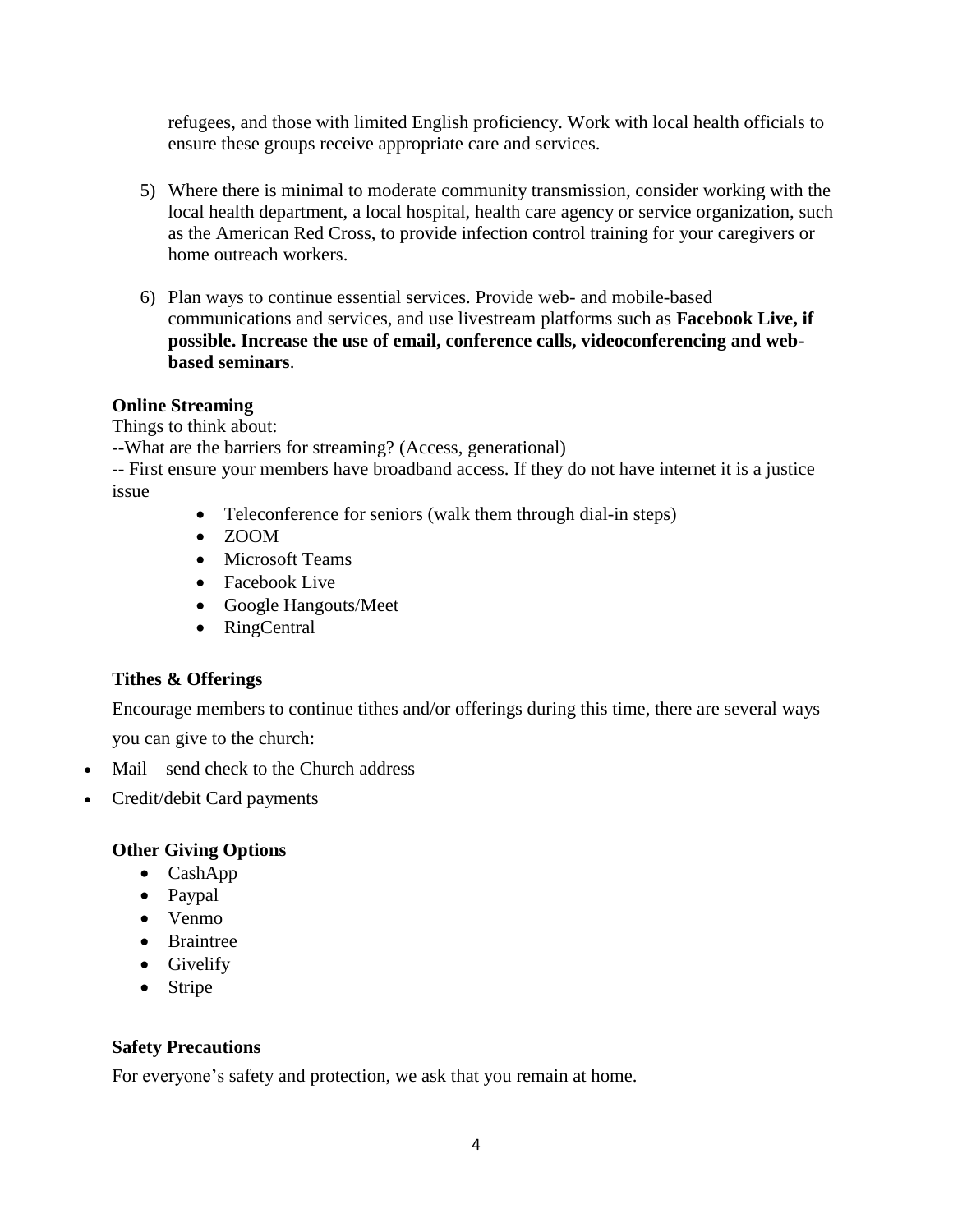refugees, and those with limited English proficiency. Work with local health officials to ensure these groups receive appropriate care and services.

5) Where there is minimal to moderate community transmission, consider working with the local health department, a local hospital, health care agency or service organization, such as the American Red Cross, to provide infection control training for your caregivers or home outreach workers.

6) Plan ways to continue essential services. Provide web- and mobile-based communications and services, and use livestream platforms such as **Facebook Live, if possible. Increase the use of email, conference calls, videoconferencing and web-based seminars**.

**Online Streaming**

Things to think about:

--What are the barriers for streaming? (Access, generational)

-- First ensure your members have broadband access. If they do not have internet it is a justice issue

- Teleconference for seniors (walk them through dial-in steps)
- ZOOM
- Microsoft Teams
- Facebook Live
- Google Hangouts/Meet
- RingCentral

**Tithes & Offerings**

Encourage members to continue tithes and/or offerings during this time, there are several ways you can give to the church:

- Mail – send check to the Church address
- Credit/debit Card payments

**Other Giving Options**

- CashApp
- Paypal
- Venmo
- Braintree
- Givelify
- Stripe

**Safety Precautions**

For everyone's safety and protection, we ask that you remain at home.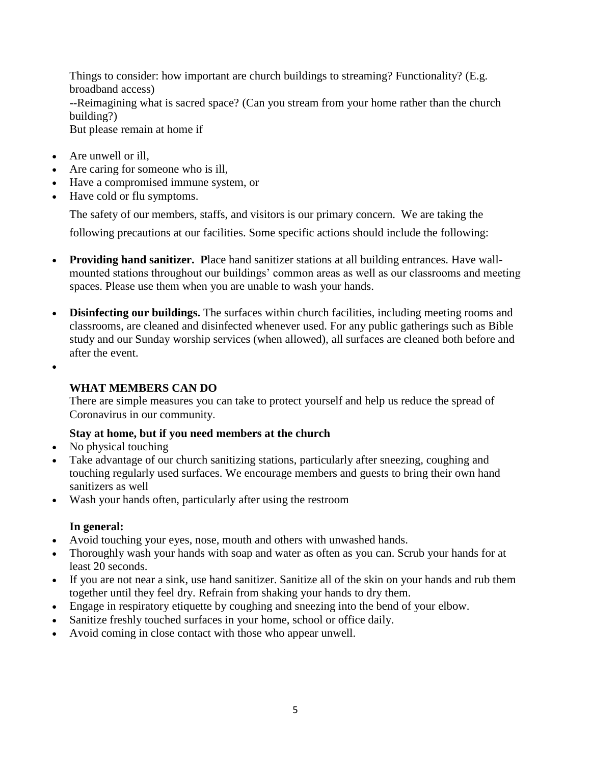Things to consider: how important are church buildings to streaming? Functionality? (E.g. broadband access)
--Reimagining what is sacred space? (Can you stream from your home rather than the church building?)
But please remain at home if

- Are unwell or ill,
- Are caring for someone who is ill,
- Have a compromised immune system, or
- Have cold or flu symptoms.

The safety of our members, staffs, and visitors is our primary concern. We are taking the following precautions at our facilities. Some specific actions should include the following:

- **Providing hand sanitizer. P**lace hand sanitizer stations at all building entrances. Have wall-mounted stations throughout our buildings' common areas as well as our classrooms and meeting spaces. Please use them when you are unable to wash your hands.
- **Disinfecting our buildings.** The surfaces within church facilities, including meeting rooms and classrooms, are cleaned and disinfected whenever used. For any public gatherings such as Bible study and our Sunday worship services (when allowed), all surfaces are cleaned both before and after the event.

**WHAT MEMBERS CAN DO**

There are simple measures you can take to protect yourself and help us reduce the spread of Coronavirus in our community.

**Stay at home, but if you need members at the church**

- No physical touching
- Take advantage of our church sanitizing stations, particularly after sneezing, coughing and touching regularly used surfaces. We encourage members and guests to bring their own hand sanitizers as well
- Wash your hands often, particularly after using the restroom

**In general:**

- Avoid touching your eyes, nose, mouth and others with unwashed hands.
- Thoroughly wash your hands with soap and water as often as you can. Scrub your hands for at least 20 seconds.
- If you are not near a sink, use hand sanitizer. Sanitize all of the skin on your hands and rub them together until they feel dry. Refrain from shaking your hands to dry them.
- Engage in respiratory etiquette by coughing and sneezing into the bend of your elbow.
- Sanitize freshly touched surfaces in your home, school or office daily.
- Avoid coming in close contact with those who appear unwell.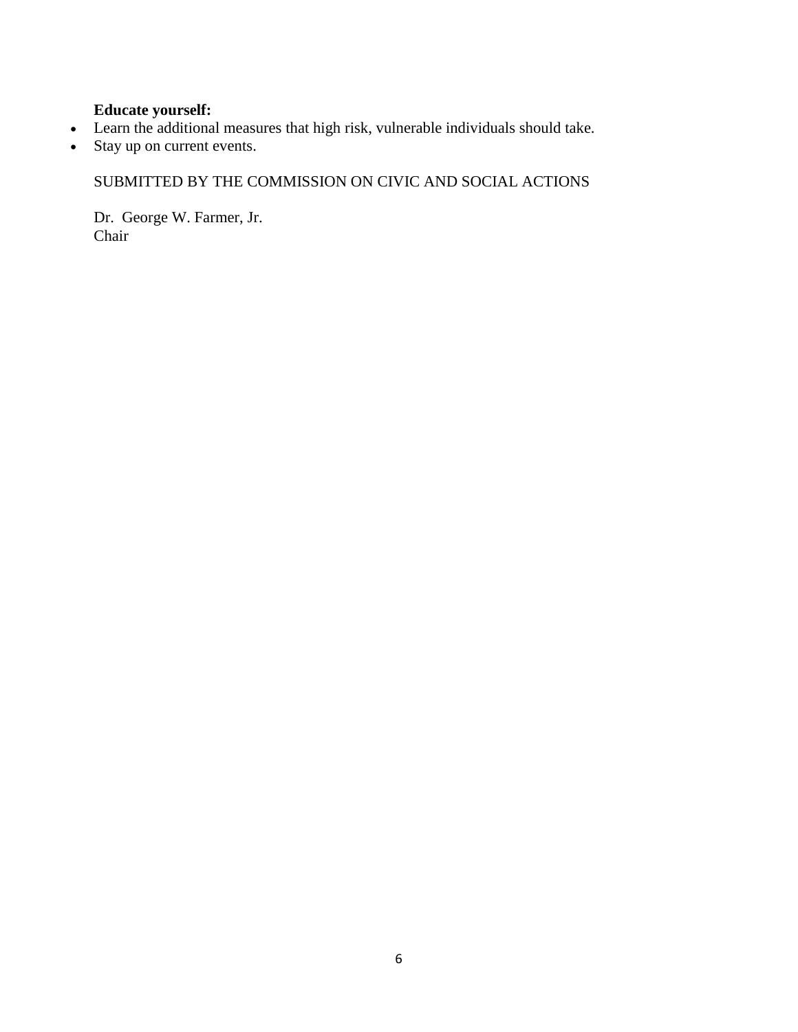**Educate yourself:**

- Learn the additional measures that high risk, vulnerable individuals should take.
- Stay up on current events.

SUBMITTED BY THE COMMISSION ON CIVIC AND SOCIAL ACTIONS

Dr. George W. Farmer, Jr.
Chair